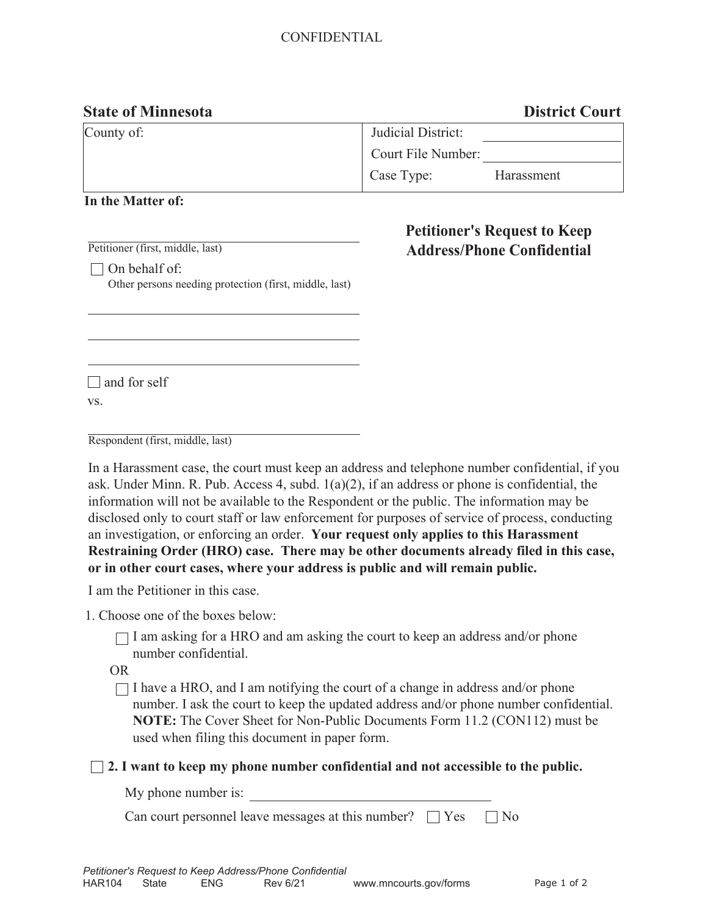CONFIDENTIAL

**State of Minnesota** **District Court**

| County of: | Judicial District: ____________ |
|---|---|
| | Court File Number: ____________ |
| | Case Type: Harassment |

**In the Matter of:**

## Petitioner's Request to Keep Address/Phone Confidential

______________________________
Petitioner (first, middle, last)

☐ On behalf of:
Other persons needing protection (first, middle, last)

______________________________

______________________________

______________________________

☐ and for self

vs.

______________________________
Respondent (first, middle, last)

In a Harassment case, the court must keep an address and telephone number confidential, if you ask. Under Minn. R. Pub. Access 4, subd. 1(a)(2), if an address or phone is confidential, the information will not be available to the Respondent or the public. The information may be disclosed only to court staff or law enforcement for purposes of service of process, conducting an investigation, or enforcing an order. **Your request only applies to this Harassment Restraining Order (HRO) case. There may be other documents already filed in this case, or in other court cases, where your address is public and will remain public.**

I am the Petitioner in this case.

1. Choose one of the boxes below:

   ☐ I am asking for a HRO and am asking the court to keep an address and/or phone number confidential.

   OR

   ☐ I have a HRO, and I am notifying the court of a change in address and/or phone number. I ask the court to keep the updated address and/or phone number confidential. **NOTE:** The Cover Sheet for Non-Public Documents Form 11.2 (CON112) must be used when filing this document in paper form.

☐ **2. I want to keep my phone number confidential and not accessible to the public.**

My phone number is: ______________________________

Can court personnel leave messages at this number? ☐ Yes ☐ No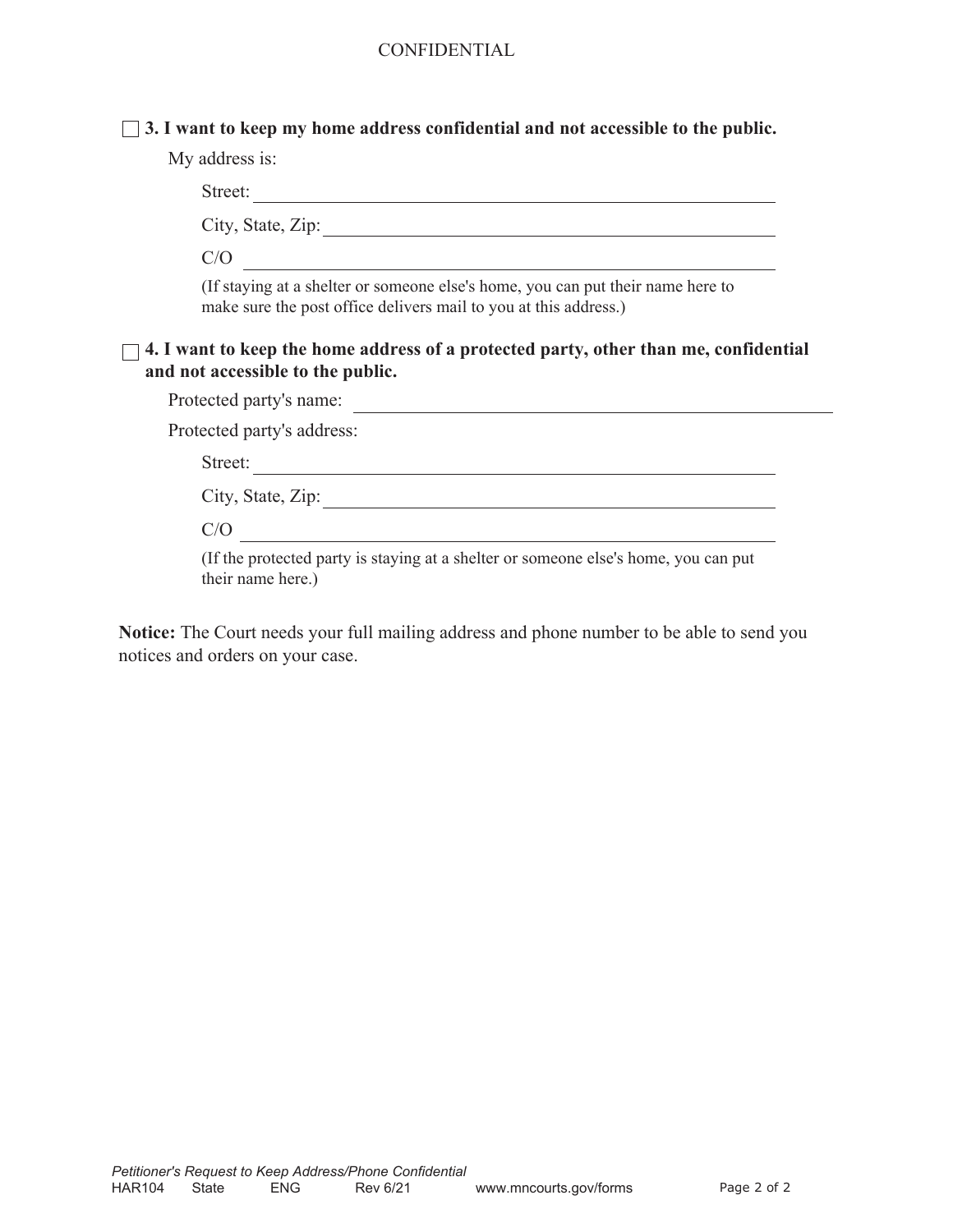CONFIDENTIAL

☐ **3. I want to keep my home address confidential and not accessible to the public.**

My address is:

Street: ______________________________

City, State, Zip: ______________________________

C/O ______________________________

(If staying at a shelter or someone else's home, you can put their name here to make sure the post office delivers mail to you at this address.)

☐ **4. I want to keep the home address of a protected party, other than me, confidential and not accessible to the public.**

Protected party's name: ______________________________

Protected party's address:

Street: ______________________________

City, State, Zip: ______________________________

C/O ______________________________

(If the protected party is staying at a shelter or someone else's home, you can put their name here.)

**Notice:** The Court needs your full mailing address and phone number to be able to send you notices and orders on your case.

*Petitioner's Request to Keep Address/Phone Confidential*
HAR104 State ENG Rev 6/21 www.mncourts.gov/forms